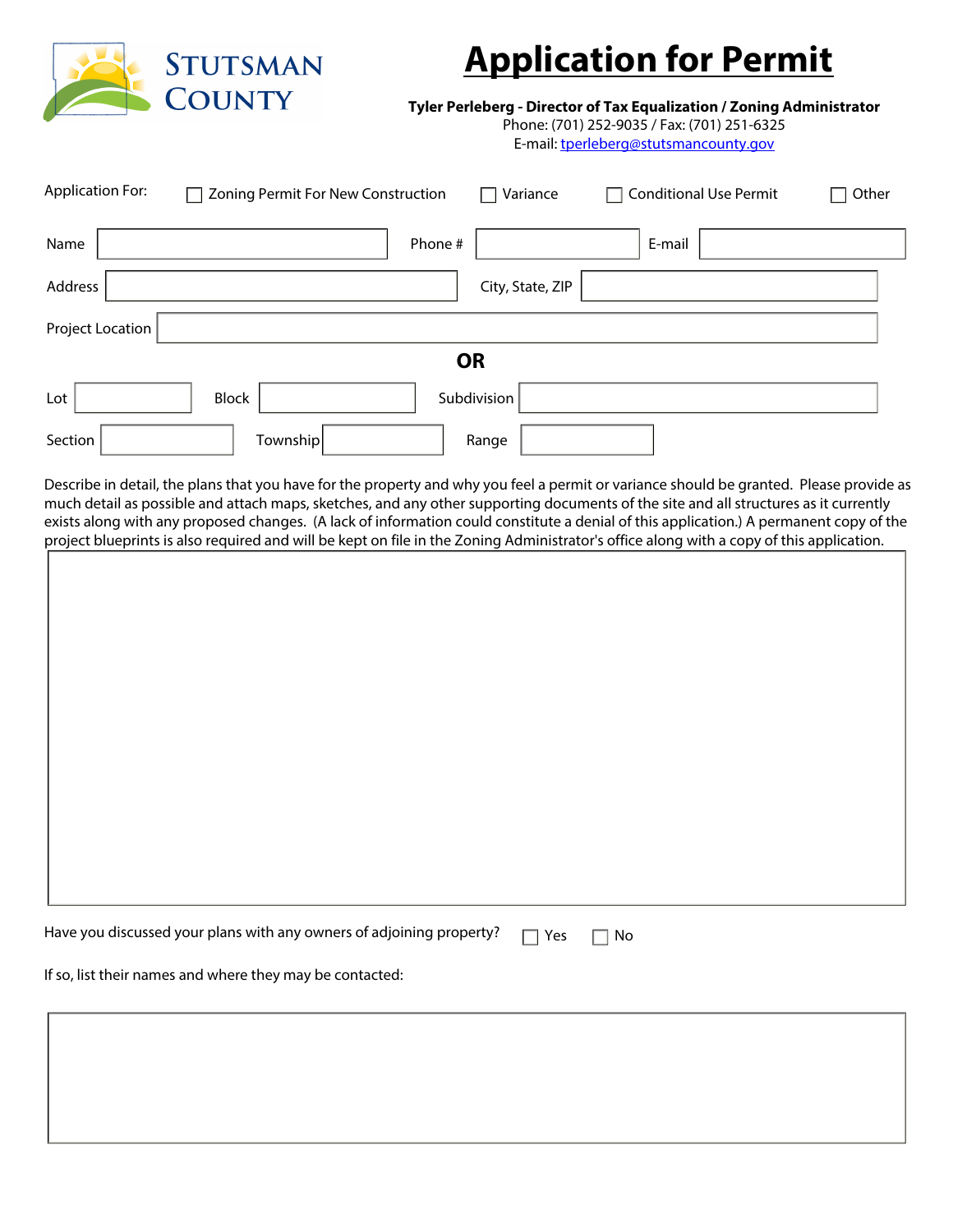STUTSMAN COUNTY

# Application for Permit

**Tyler Perleberg - Director of Tax Equalization / Zoning Administrator**
Phone: (701) 252-9035 / Fax: (701) 251-6325
E-mail: tperleberg@stutsmancounty.gov

Application For: ☐ Zoning Permit For New Construction ☐ Variance ☐ Conditional Use Permit ☐ Other

Name \_\_\_\_\_\_\_\_\_\_ Phone # \_\_\_\_\_\_\_\_\_\_ E-mail \_\_\_\_\_\_\_\_\_\_

Address \_\_\_\_\_\_\_\_\_\_ City, State, ZIP \_\_\_\_\_\_\_\_\_\_

Project Location \_\_\_\_\_\_\_\_\_\_

**OR**

Lot \_\_\_\_\_\_\_\_\_\_ Block \_\_\_\_\_\_\_\_\_\_ Subdivision \_\_\_\_\_\_\_\_\_\_

Section \_\_\_\_\_\_\_\_\_\_ Township \_\_\_\_\_\_\_\_\_\_ Range \_\_\_\_\_\_\_\_\_\_

Describe in detail, the plans that you have for the property and why you feel a permit or variance should be granted. Please provide as much detail as possible and attach maps, sketches, and any other supporting documents of the site and all structures as it currently exists along with any proposed changes. (A lack of information could constitute a denial of this application.) A permanent copy of the project blueprints is also required and will be kept on file in the Zoning Administrator's office along with a copy of this application.

Have you discussed your plans with any owners of adjoining property? ☐ Yes ☐ No

If so, list their names and where they may be contacted: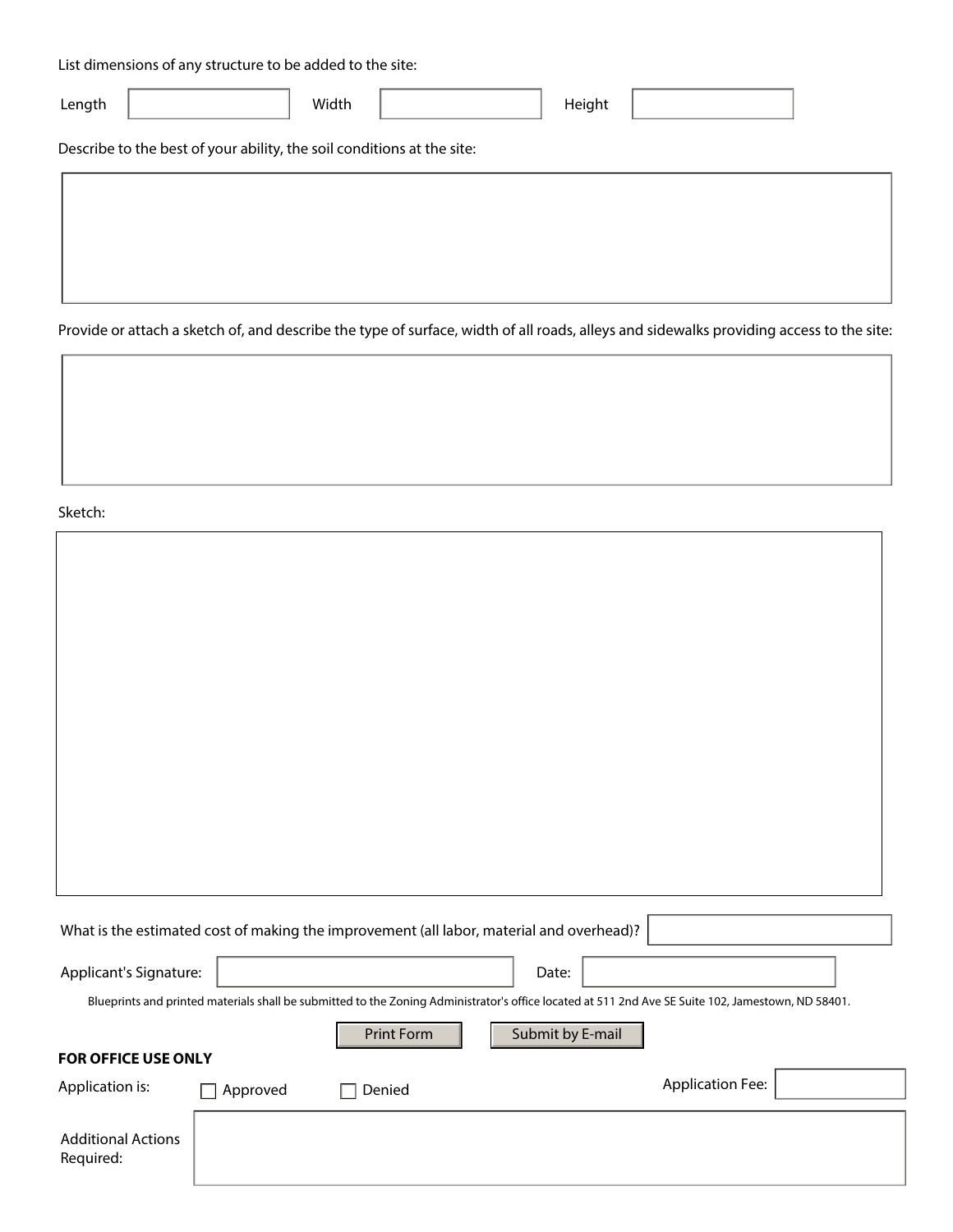List dimensions of any structure to be added to the site:

Length Width Height

Describe to the best of your ability, the soil conditions at the site:

Provide or attach a sketch of, and describe the type of surface, width of all roads, alleys and sidewalks providing access to the site:

Sketch:

What is the estimated cost of making the improvement (all labor, material and overhead)?

Applicant's Signature: Date:

Blueprints and printed materials shall be submitted to the Zoning Administrator's office located at 511 2nd Ave SE Suite 102, Jamestown, ND 58401.

Print Form Submit by E-mail

**FOR OFFICE USE ONLY**

Application is: ☐ Approved ☐ Denied

Application Fee:

Additional Actions Required: